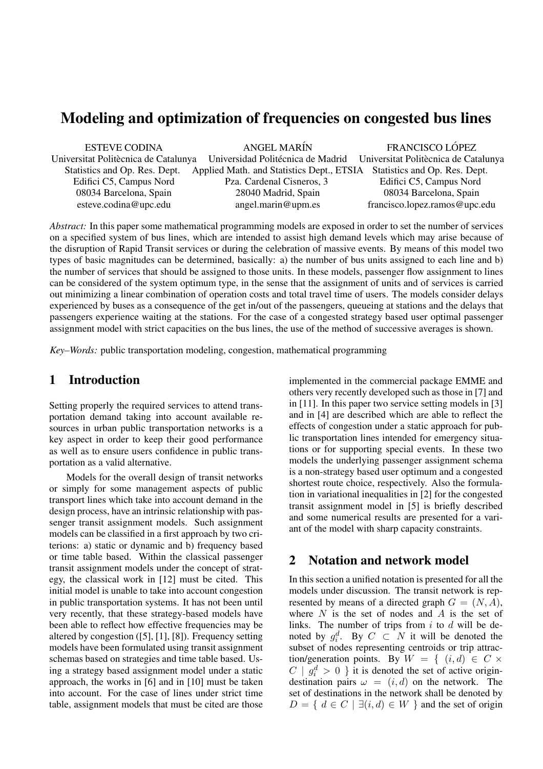# Modeling and optimization of frequencies on congested bus lines

ESTEVE CODINA
Universitat Politècnica de Catalunya
Statistics and Op. Res. Dept.
Edifici C5, Campus Nord
08034 Barcelona, Spain
esteve.codina@upc.edu

ANGEL MARÍN
Universidad Politécnica de Madrid
Applied Math. and Statistics Dept., ETSIA
Pza. Cardenal Cisneros, 3
28040 Madrid, Spain
angel.marin@upm.es

FRANCISCO LÓPEZ
Universitat Politècnica de Catalunya
Statistics and Op. Res. Dept.
Edifici C5, Campus Nord
08034 Barcelona, Spain
francisco.lopez.ramos@upc.edu

*Abstract:* In this paper some mathematical programming models are exposed in order to set the number of services on a specified system of bus lines, which are intended to assist high demand levels which may arise because of the disruption of Rapid Transit services or during the celebration of massive events. By means of this model two types of basic magnitudes can be determined, basically: a) the number of bus units assigned to each line and b) the number of services that should be assigned to those units. In these models, passenger flow assignment to lines can be considered of the system optimum type, in the sense that the assignment of units and of services is carried out minimizing a linear combination of operation costs and total travel time of users. The models consider delays experienced by buses as a consequence of the get in/out of the passengers, queueing at stations and the delays that passengers experience waiting at the stations. For the case of a congested strategy based user optimal passenger assignment model with strict capacities on the bus lines, the use of the method of successive averages is shown.

*Key–Words:* public transportation modeling, congestion, mathematical programming

## 1 Introduction

Setting properly the required services to attend transportation demand taking into account available resources in urban public transportation networks is a key aspect in order to keep their good performance as well as to ensure users confidence in public transportation as a valid alternative.

Models for the overall design of transit networks or simply for some management aspects of public transport lines which take into account demand in the design process, have an intrinsic relationship with passenger transit assignment models. Such assignment models can be classified in a first approach by two criterions: a) static or dynamic and b) frequency based or time table based. Within the classical passenger transit assignment models under the concept of strategy, the classical work in [12] must be cited. This initial model is unable to take into account congestion in public transportation systems. It has not been until very recently, that these strategy-based models have been able to reflect how effective frequencies may be altered by congestion ([5], [1], [8]). Frequency setting models have been formulated using transit assignment schemas based on strategies and time table based. Using a strategy based assignment model under a static approach, the works in [6] and in [10] must be taken into account. For the case of lines under strict time table, assignment models that must be cited are those implemented in the commercial package EMME and others very recently developed such as those in [7] and in [11]. In this paper two service setting models in [3] and in [4] are described which are able to reflect the effects of congestion under a static approach for public transportation lines intended for emergency situations or for supporting special events. In these two models the underlying passenger assignment schema is a non-strategy based user optimum and a congested shortest route choice, respectively. Also the formulation in variational inequalities in [2] for the congested transit assignment model in [5] is briefly described and some numerical results are presented for a variant of the model with sharp capacity constraints.

## 2 Notation and network model

In this section a unified notation is presented for all the models under discussion. The transit network is represented by means of a directed graph $G = (N, A)$, where $N$ is the set of nodes and $A$ is the set of links. The number of trips from $i$ to $d$ will be denoted by $g_i^d$. By $C \subset N$ it will be denoted the subset of nodes representing centroids or trip attraction/generation points. By $W = \{ (i, d) \in C \times C \mid g_i^d > 0 \}$ it is denoted the set of active origin-destination pairs $\omega = (i, d)$ on the network. The set of destinations in the network shall be denoted by $D = \{ d \in C \mid \exists (i, d) \in W \}$ and the set of origin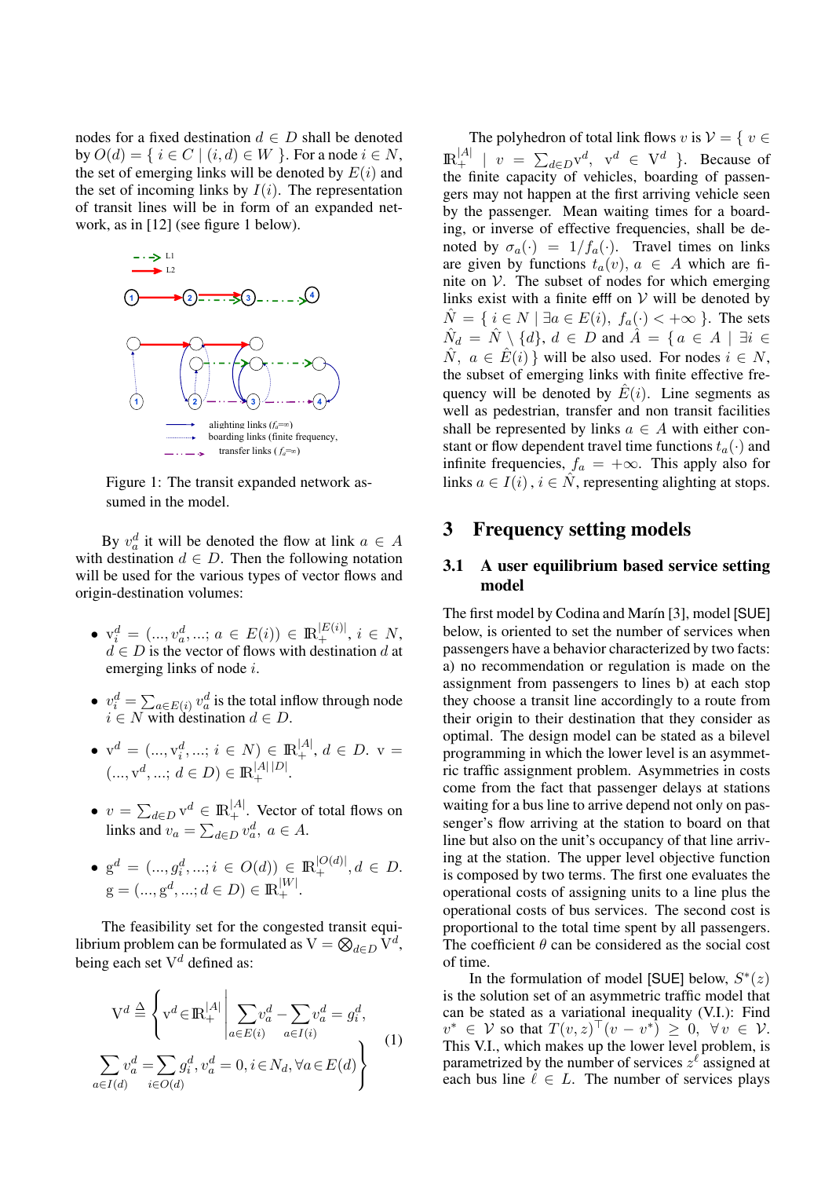nodes for a fixed destination $d \in D$ shall be denoted by $O(d) = \{ i \in C \mid (i,d) \in W \}$. For a node $i \in N$, the set of emerging links will be denoted by $E(i)$ and the set of incoming links by $I(i)$. The representation of transit lines will be in form of an expanded network, as in [12] (see figure 1 below).

L1
L2
1
2
3
4
1
2
3
4
alighting links ($f_a$=∞)
boarding links (finite frequency,
transfer links ($f_a$=∞)

Figure 1: The transit expanded network assumed in the model.

By $v_a^d$ it will be denoted the flow at link $a \in A$ with destination $d \in D$. Then the following notation will be used for the various types of vector flows and origin-destination volumes:

- $\mathrm{v}_i^d = (..., v_a^d, ...; \ a \in E(i)) \in \mathbb{R}_+^{|E(i)|}$, $i \in N$, $d \in D$ is the vector of flows with destination $d$ at emerging links of node $i$.
- $v_i^d = \sum_{a \in E(i)} v_a^d$ is the total inflow through node $i \in N$ with destination $d \in D$.
- $\mathrm{v}^d = (..., \mathrm{v}_i^d, ...; \ i \in N) \in \mathbb{R}_+^{|A|}$, $d \in D$. $\mathrm{v} = (..., \mathrm{v}^d, ...; \ d \in D) \in \mathbb{R}_+^{|A|\,|D|}$.
- $v = \sum_{d \in D} \mathrm{v}^d \in \mathbb{R}_+^{|A|}$. Vector of total flows on links and $v_a = \sum_{d \in D} v_a^d, \ a \in A$.
- $\mathrm{g}^d = (..., g_i^d, ...; i \in O(d)) \in \mathbb{R}_+^{|O(d)|}, d \in D$. $\mathrm{g} = (..., \mathrm{g}^d, ...; d \in D) \in \mathbb{R}_+^{|W|}$.

The feasibility set for the congested transit equilibrium problem can be formulated as $\mathrm{V} = \bigotimes_{d \in D} \mathrm{V}^d$, being each set $\mathrm{V}^d$ defined as:

$$
\mathrm{V}^d \triangleq \left\{ \mathrm{v}^d \in \mathbb{R}_+^{|A|} \,\middle|\, \sum_{a \in E(i)} v_a^d - \sum_{a \in I(i)} v_a^d = g_i^d, \right.
\left. \sum_{a \in I(d)} v_a^d = \sum_{i \in O(d)} g_i^d, v_a^d = 0, i \in N_d, \forall a \in E(d) \right\} \tag{1}
$$

The polyhedron of total link flows $v$ is $\mathcal{V} = \{ v \in \mathbb{R}_+^{|A|} \mid v = \sum_{d \in D} \mathrm{v}^d, \ \mathrm{v}^d \in \mathrm{V}^d \}$. Because of the finite capacity of vehicles, boarding of passengers may not happen at the first arriving vehicle seen by the passenger. Mean waiting times for a boarding, or inverse of effective frequencies, shall be denoted by $\sigma_a(\cdot) = 1/f_a(\cdot)$. Travel times on links are given by functions $t_a(v)$, $a \in A$ which are finite on $\mathcal{V}$. The subset of nodes for which emerging links exist with a finite efff on $\mathcal{V}$ will be denoted by $\hat{N} = \{ i \in N \mid \exists a \in E(i), \ f_a(\cdot) < +\infty \}$. The sets $\hat{N}_d = \hat{N} \setminus \{d\}$, $d \in D$ and $\hat{A} = \{ a \in A \mid \exists i \in \hat{N}, \ a \in \hat{E}(i) \}$ will be also used. For nodes $i \in N$, the subset of emerging links with finite effective frequency will be denoted by $\hat{E}(i)$. Line segments as well as pedestrian, transfer and non transit facilities shall be represented by links $a \in A$ with either constant or flow dependent travel time functions $t_a(\cdot)$ and infinite frequencies, $f_a = +\infty$. This apply also for links $a \in I(i)$ , $i \in \hat{N}$, representing alighting at stops.

## 3 Frequency setting models

### 3.1 A user equilibrium based service setting model

The first model by Codina and Marín [3], model [SUE] below, is oriented to set the number of services when passengers have a behavior characterized by two facts: a) no recommendation or regulation is made on the assignment from passengers to lines b) at each stop they choose a transit line accordingly to a route from their origin to their destination that they consider as optimal. The design model can be stated as a bilevel programming in which the lower level is an asymmetric traffic assignment problem. Asymmetries in costs come from the fact that passenger delays at stations waiting for a bus line to arrive depend not only on passenger's flow arriving at the station to board on that line but also on the unit's occupancy of that line arriving at the station. The upper level objective function is composed by two terms. The first one evaluates the operational costs of assigning units to a line plus the operational costs of bus services. The second cost is proportional to the total time spent by all passengers. The coefficient $\theta$ can be considered as the social cost of time.

In the formulation of model [SUE] below, $S^*(z)$ is the solution set of an asymmetric traffic model that can be stated as a variational inequality (V.I.): Find $v^* \in \mathcal{V}$ so that $T(v,z)^\top(v - v^*) \geq 0, \ \forall v \in \mathcal{V}$. This V.I., which makes up the lower level problem, is parametrized by the number of services $z^\ell$ assigned at each bus line $\ell \in L$. The number of services plays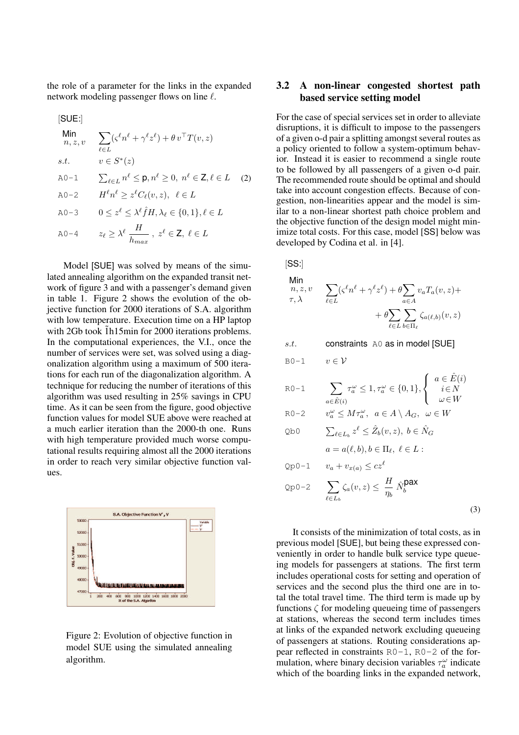the role of a parameter for the links in the expanded network modeling passenger flows on line $\ell$.

[SUE:]

$$
\begin{array}{lll}
\underset{n,z,v}{\text{Min}} & \sum_{\ell \in L}(\varsigma^\ell n^\ell + \gamma^\ell z^\ell) + \theta\, v^\top T(v,z) & \\
s.t. & v \in S^*(z) & \\
\texttt{A0-1} & \sum_{\ell \in L} n^\ell \leq \mathsf{p}, n^\ell \geq 0,\ n^\ell \in \mathsf{Z}, \ell \in L & (2)\\
\texttt{A0-2} & H^\ell n^\ell \geq z^\ell C_\ell(v,z),\ \ \ell \in L & \\
\texttt{A0-3} & 0 \leq z^\ell \leq \lambda^\ell \hat{f} H, \lambda_\ell \in \{0,1\}, \ell \in L & \\
\texttt{A0-4} & z_\ell \geq \lambda^\ell \dfrac{H}{h_{max}}\ ,\ z^\ell \in \mathsf{Z},\ \ell \in L &
\end{array}
$$

Model [SUE] was solved by means of the simulated annealing algorithm on the expanded transit network of figure 3 and with a passenger's demand given in table 1. Figure 2 shows the evolution of the objective function for 2000 iterations of S.A. algorithm with low temperature. Execution time on a HP laptop with 2Gb took ̃1h15min for 2000 iterations problems. In the computational experiences, the V.I., once the number of services were set, was solved using a diagonalization algorithm using a maximum of 500 iterations for each run of the diagonalization algorithm. A technique for reducing the number of iterations of this algorithm was used resulting in 25% savings in CPU time. As it can be seen from the figure, good objective function values for model SUE above were reached at a much earlier iteration than the 2000-th one. Runs with high temperature provided much worse computational results requiring almost all the 2000 iterations in order to reach very similar objective function values.

S.A. Objective Function V', V

Variable
V'
V

Obj. F. Value

53000
52000
51000
50000
49000
48000
47000

1 200 400 600 800 1000 1200 1400 1600 1800 2000

It of the S.A. Algoritm

Figure 2: Evolution of objective function in model SUE using the simulated annealing algorithm.

## 3.2 A non-linear congested shortest path based service setting model

For the case of special services set in order to alleviate disruptions, it is difficult to impose to the passengers of a given o-d pair a splitting amongst several routes as a policy oriented to follow a system-optimum behavior. Instead it is easier to recommend a single route to be followed by all passengers of a given o-d pair. The recommended route should be optimal and should take into account congestion effects. Because of congestion, non-linearities appear and the model is similar to a non-linear shortest path choice problem and the objective function of the design model might minimize total costs. For this case, model [SS] below was developed by Codina et al. in [4].

[SS:]

$$
\begin{array}{ll}
\underset{\substack{n,z,v\\ \tau,\lambda}}{\text{Min}} & \sum_{\ell \in L}(\varsigma^\ell n^\ell + \gamma^\ell z^\ell) + \theta \sum_{a \in A} v_a T_a(v,z) + \\
& \qquad + \theta \sum_{\ell \in L} \sum_{b \in \Pi_\ell} \zeta_{a(\ell,b)}(v,z) \\
s.t. & \text{constraints } \texttt{A0} \text{ as in model [SUE]} \\
\texttt{B0-1} & v \in \mathcal{V} \\
\texttt{R0-1} & \sum_{a \in \hat{E}(i)} \tau_a^\omega \leq 1, \tau_a^\omega \in \{0,1\}, \left\{ \begin{array}{c} a \in \hat{E}(i) \\ i \in N \\ \omega \in W \end{array} \right. \\
\texttt{R0-2} & v_a^\omega \leq M \tau_a^\omega,\ \ a \in A \setminus A_G,\ \ \omega \in W \\
\texttt{Qb0} & \sum_{\ell \in L_b} z^\ell \leq \hat{Z}_b(v,z),\ b \in \hat{N}_G \\
& a = a(\ell,b), b \in \Pi_\ell,\ \ell \in L: \\
\texttt{Qp0-1} & v_a + v_{x(a)} \leq c z^\ell \\
\texttt{Qp0-2} & \sum_{\ell \in L_b} \zeta_a(v,z) \leq \dfrac{H}{\eta_b} \hat{N}_b^{\mathsf{pax}}
\end{array}
\qquad (3)
$$

It consists of the minimization of total costs, as in previous model [SUE], but being these expressed conveniently in order to handle bulk service type queueing models for passengers at stations. The first term includes operational costs for setting and operation of services and the second plus the third one are in total the total travel time. The third term is made up by functions $\zeta$ for modeling queueing time of passengers at stations, whereas the second term includes times at links of the expanded network excluding queueing of passengers at stations. Routing considerations appear reflected in constraints R0-1, R0-2 of the formulation, where binary decision variables $\tau_a^\omega$ indicate which of the boarding links in the expanded network,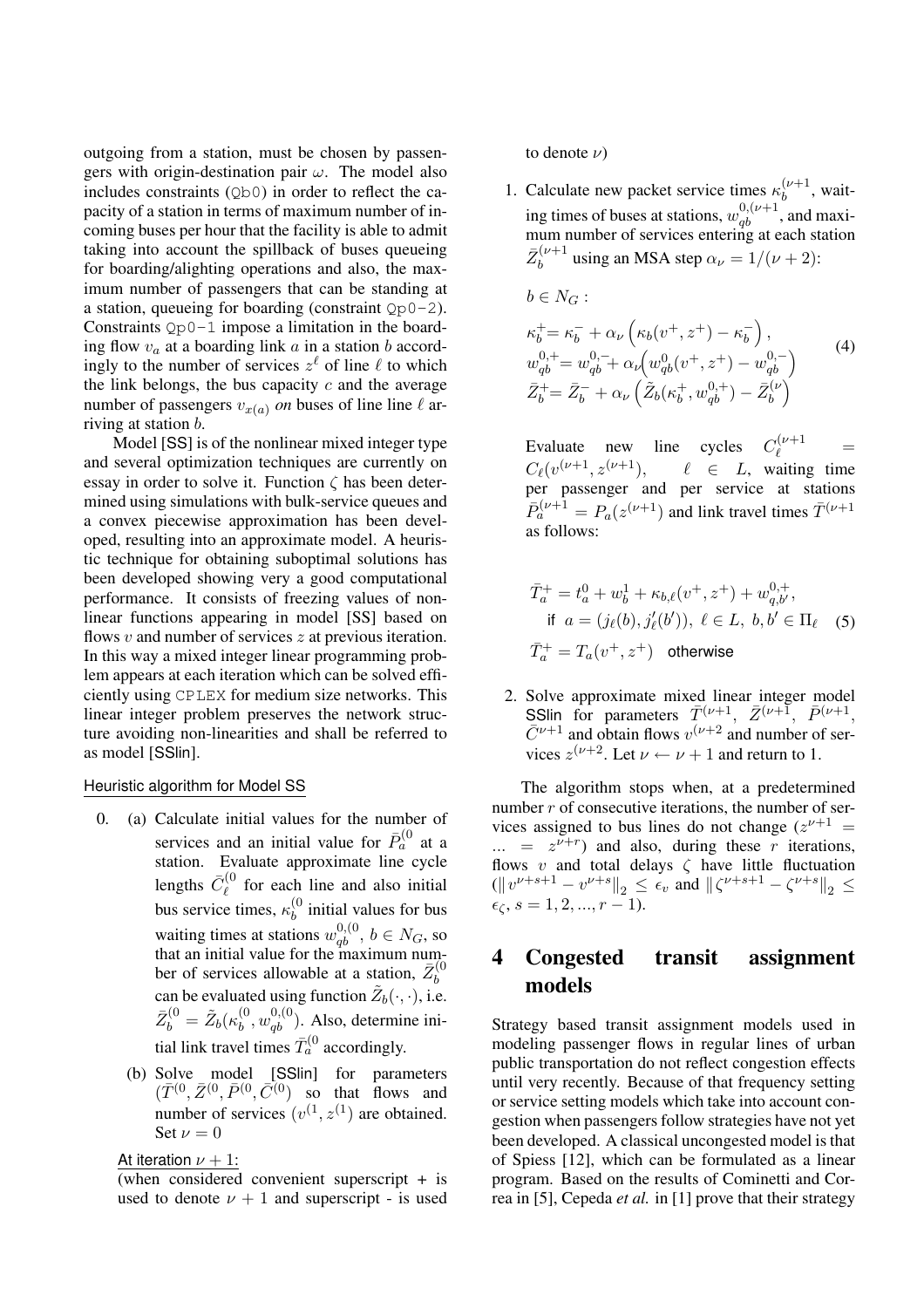outgoing from a station, must be chosen by passengers with origin-destination pair $\omega$. The model also includes constraints (Qb0) in order to reflect the capacity of a station in terms of maximum number of incoming buses per hour that the facility is able to admit taking into account the spillback of buses queueing for boarding/alighting operations and also, the maximum number of passengers that can be standing at a station, queueing for boarding (constraint Qp0-2). Constraints Qp0-1 impose a limitation in the boarding flow $v_a$ at a boarding link $a$ in a station $b$ accordingly to the number of services $z^\ell$ of line $\ell$ to which the link belongs, the bus capacity $c$ and the average number of passengers $v_{x(a)}$ *on* buses of line line $\ell$ arriving at station $b$.

Model [SS] is of the nonlinear mixed integer type and several optimization techniques are currently on essay in order to solve it. Function $\zeta$ has been determined using simulations with bulk-service queues and a convex piecewise approximation has been developed, resulting into an approximate model. A heuristic technique for obtaining suboptimal solutions has been developed showing very a good computational performance. It consists of freezing values of nonlinear functions appearing in model [SS] based on flows $v$ and number of services $z$ at previous iteration. In this way a mixed integer linear programming problem appears at each iteration which can be solved efficiently using CPLEX for medium size networks. This linear integer problem preserves the network structure avoiding non-linearities and shall be referred to as model [SSlin].

Heuristic algorithm for Model SS

0. (a) Calculate initial values for the number of services and an initial value for $\bar{P}_a^{(0}$ at a station. Evaluate approximate line cycle lengths $\bar{C}_\ell^{(0}$ for each line and also initial bus service times, $\kappa_b^{(0}$ initial values for bus waiting times at stations $w_{qb}^{0,(0}$, $b \in N_G$, so that an initial value for the maximum number of services allowable at a station, $\bar{Z}_b^{(0}$ can be evaluated using function $\tilde{Z}_b(\cdot,\cdot)$, i.e. $\bar{Z}_b^{(0} = \tilde{Z}_b(\kappa_b^{(0}, w_{qb}^{0,(0})$. Also, determine initial link travel times $\bar{T}_a^{(0}$ accordingly.

   (b) Solve model [SSlin] for parameters $(\bar{T}^{(0}, \bar{Z}^{(0}, \bar{P}^{(0}, \bar{C}^{(0})$ so that flows and number of services $(v^{(1}, z^{(1})$ are obtained. Set $\nu = 0$

At iteration $\nu + 1$:
(when considered convenient superscript + is used to denote $\nu + 1$ and superscript - is used to denote $\nu$)

1. Calculate new packet service times $\kappa_b^{(\nu+1}$, waiting times of buses at stations, $w_{qb}^{0,(\nu+1}$, and maximum number of services entering at each station $\bar{Z}_b^{(\nu+1}$ using an MSA step $\alpha_\nu = 1/(\nu+2)$:

$$
\begin{aligned}
& b \in N_G : \\
& \kappa_b^{+} = \kappa_b^{-} + \alpha_\nu \left( \kappa_b(v^+, z^+) - \kappa_b^{-} \right), \\
& w_{qb}^{0,+} = w_{qb}^{0,-} + \alpha_\nu \Big( w_{qb}^{0}(v^+, z^+) - w_{qb}^{0,-} \Big) \\
& \bar{Z}_b^{+} = \bar{Z}_b^{-} + \alpha_\nu \left( \tilde{Z}_b(\kappa_b^{+}, w_{qb}^{0,+}) - \bar{Z}_b^{(\nu)} \right)
\end{aligned}
\tag{4}
$$

Evaluate new line cycles $C_\ell^{(\nu+1} = C_\ell(v^{(\nu+1}, z^{(\nu+1})$, $\ell \in L$, waiting time per passenger and per service at stations $\bar{P}_a^{(\nu+1} = P_a(z^{(\nu+1})$ and link travel times $\bar{T}^{(\nu+1}$ as follows:

$$
\begin{aligned}
& \bar{T}_a^{+} = t_a^0 + w_b^1 + \kappa_{b,\ell}(v^+, z^+) + w_{q,b'}^{0,+}, \\
& \quad \text{if } a = (j_\ell(b), j'_\ell(b')),\ \ell \in L,\ b, b' \in \Pi_\ell \\
& \bar{T}_a^{+} = T_a(v^+, z^+) \quad \text{otherwise}
\end{aligned}
\tag{5}
$$

2. Solve approximate mixed linear integer model SSlin for parameters $\bar{T}^{(\nu+1}$, $\bar{Z}^{(\nu+1}$, $\bar{P}^{(\nu+1}$, $\bar{C}^{\nu+1}$ and obtain flows $v^{(\nu+2}$ and number of services $z^{(\nu+2}$. Let $\nu \leftarrow \nu + 1$ and return to 1.

The algorithm stops when, at a predetermined number $r$ of consecutive iterations, the number of services assigned to bus lines do not change ($z^{\nu+1} = \ldots = z^{\nu+r}$) and also, during these $r$ iterations, flows $v$ and total delays $\zeta$ have little fluctuation ($\| v^{\nu+s+1} - v^{\nu+s} \|_2 \le \epsilon_v$ and $\| \zeta^{\nu+s+1} - \zeta^{\nu+s} \|_2 \le \epsilon_\zeta$, $s = 1, 2, \ldots, r-1$).

## 4 Congested transit assignment models

Strategy based transit assignment models used in modeling passenger flows in regular lines of urban public transportation do not reflect congestion effects until very recently. Because of that frequency setting or service setting models which take into account congestion when passengers follow strategies have not yet been developed. A classical uncongested model is that of Spiess [12], which can be formulated as a linear program. Based on the results of Cominetti and Correa in [5], Cepeda *et al.* in [1] prove that their strategy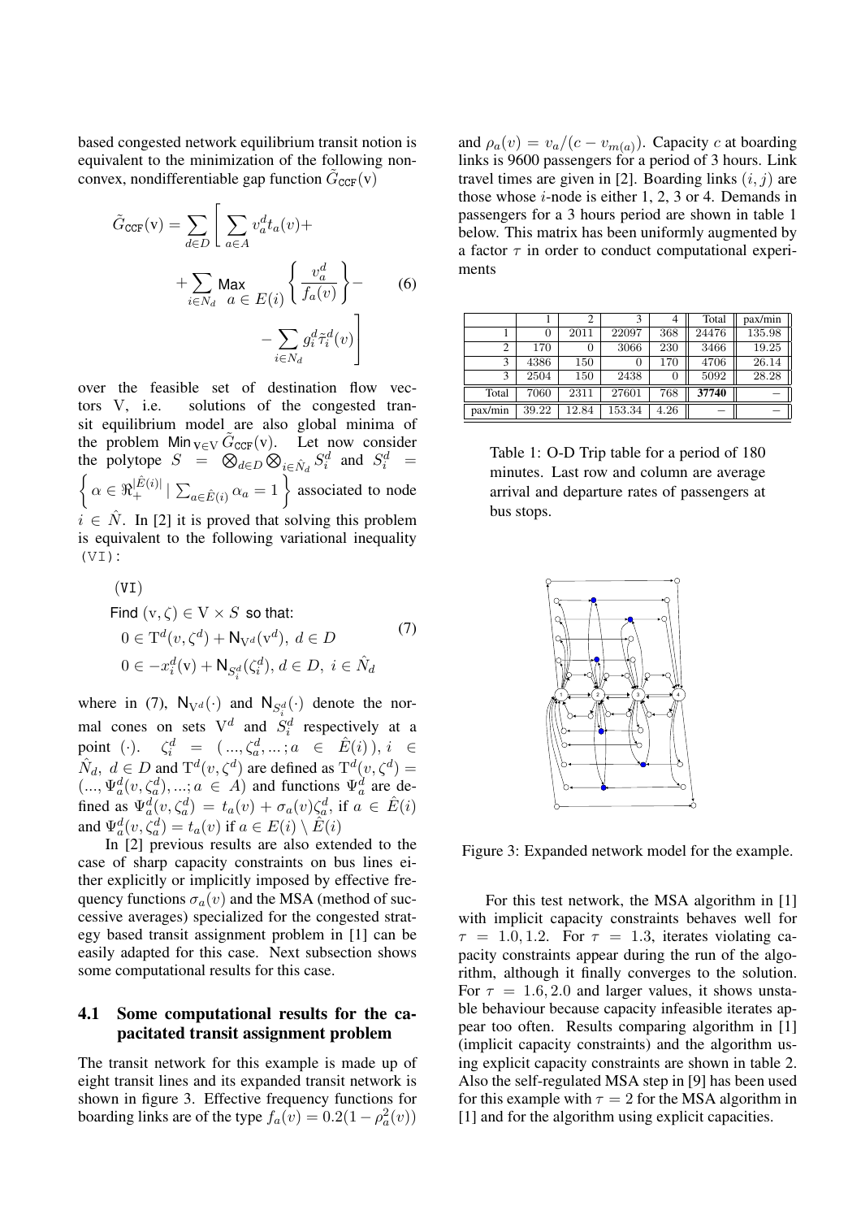based congested network equilibrium transit notion is equivalent to the minimization of the following nonconvex, nondifferentiable gap function $\tilde{G}_{\texttt{CCF}}(\mathrm{v})$

$$\tilde{G}_{\texttt{CCF}}(\mathrm{v}) = \sum_{d \in D} \left[ \sum_{a \in A} v_a^d t_a(v) + \right. \\ + \sum_{i \in N_d} \underset{a \in E(i)}{\mathsf{Max}} \left\{ \frac{v_a^d}{f_a(v)} \right\} - \\ \left. - \sum_{i \in N_d} g_i^d \tilde{\tau}_i^d(v) \right] \tag{6}$$

over the feasible set of destination flow vectors V, i.e. solutions of the congested transit equilibrium model are also global minima of the problem $\mathsf{Min}_{\mathrm{V} \in \mathrm{V}} \tilde{G}_{\texttt{CCF}}(\mathrm{v})$. Let now consider the polytope $S = \bigotimes_{d \in D} \bigotimes_{i \in \hat{N}_d} S_i^d$ and $S_i^d = \left\{ \alpha \in \Re_+^{|\hat{E}(i)|} \mid \sum_{a \in \hat{E}(i)} \alpha_a = 1 \right\}$ associated to node $i \in \hat{N}$. In [2] it is proved that solving this problem is equivalent to the following variational inequality (VI):

$$\begin{aligned} &(\texttt{VI}) \\ &\text{Find } (\mathrm{v}, \zeta) \in \mathrm{V} \times S \text{ so that:} \\ &0 \in \mathrm{T}^d(v, \zeta^d) + \mathsf{N}_{\mathrm{V}^d}(\mathrm{v}^d),\ d \in D \\ &0 \in -x_i^d(\mathrm{v}) + \mathsf{N}_{S_i^d}(\zeta_i^d),\ d \in D,\ i \in \hat{N}_d \end{aligned} \tag{7}$$

where in (7), $\mathsf{N}_{\mathrm{V}^d}(\cdot)$ and $\mathsf{N}_{S_i^d}(\cdot)$ denote the normal cones on sets $\mathrm{V}^d$ and $S_i^d$ respectively at a point $(\cdot)$. $\zeta_i^d = (..., \zeta_a^d, ...; a \in \hat{E}(i)),\ i \in \hat{N}_d,\ d \in D$ and $\mathrm{T}^d(v, \zeta^d)$ are defined as $\mathrm{T}^d(v, \zeta^d) = (..., \Psi_a^d(v, \zeta_a^d), ...; a \in A)$ and functions $\Psi_a^d$ are defined as $\Psi_a^d(v, \zeta_a^d) = t_a(v) + \sigma_a(v)\zeta_a^d$, if $a \in \hat{E}(i)$ and $\Psi_a^d(v, \zeta_a^d) = t_a(v)$ if $a \in E(i) \setminus \hat{E}(i)$

In [2] previous results are also extended to the case of sharp capacity constraints on bus lines either explicitly or implicitly imposed by effective frequency functions $\sigma_a(v)$ and the MSA (method of successive averages) specialized for the congested strategy based transit assignment problem in [1] can be easily adapted for this case. Next subsection shows some computational results for this case.

### 4.1 Some computational results for the capacitated transit assignment problem

The transit network for this example is made up of eight transit lines and its expanded transit network is shown in figure 3. Effective frequency functions for boarding links are of the type $f_a(v) = 0.2(1 - \rho_a^2(v))$ and $\rho_a(v) = v_a/(c - v_{m(a)})$. Capacity $c$ at boarding links is 9600 passengers for a period of 3 hours. Link travel times are given in [2]. Boarding links $(i, j)$ are those whose $i$-node is either 1, 2, 3 or 4. Demands in passengers for a 3 hours period are shown in table 1 below. This matrix has been uniformly augmented by a factor $\tau$ in order to conduct computational experiments

| | 1 | 2 | 3 | 4 | Total | pax/min |
|---|---|---|---|---|---|---|
| 1 | 0 | 2011 | 22097 | 368 | 24476 | 135.98 |
| 2 | 170 | 0 | 3066 | 230 | 3466 | 19.25 |
| 3 | 4386 | 150 | 0 | 170 | 4706 | 26.14 |
| 3 | 2504 | 150 | 2438 | 0 | 5092 | 28.28 |
| Total | 7060 | 2311 | 27601 | 768 | **37740** | – |
| pax/min | 39.22 | 12.84 | 153.34 | 4.26 | – | – |

Table 1: O-D Trip table for a period of 180 minutes. Last row and column are average arrival and departure rates of passengers at bus stops.

Figure 3: Expanded network model for the example.

For this test network, the MSA algorithm in [1] with implicit capacity constraints behaves well for $\tau = 1.0, 1.2$. For $\tau = 1.3$, iterates violating capacity constraints appear during the run of the algorithm, although it finally converges to the solution. For $\tau = 1.6, 2.0$ and larger values, it shows unstable behaviour because capacity infeasible iterates appear too often. Results comparing algorithm in [1] (implicit capacity constraints) and the algorithm using explicit capacity constraints are shown in table 2. Also the self-regulated MSA step in [9] has been used for this example with $\tau = 2$ for the MSA algorithm in [1] and for the algorithm using explicit capacities.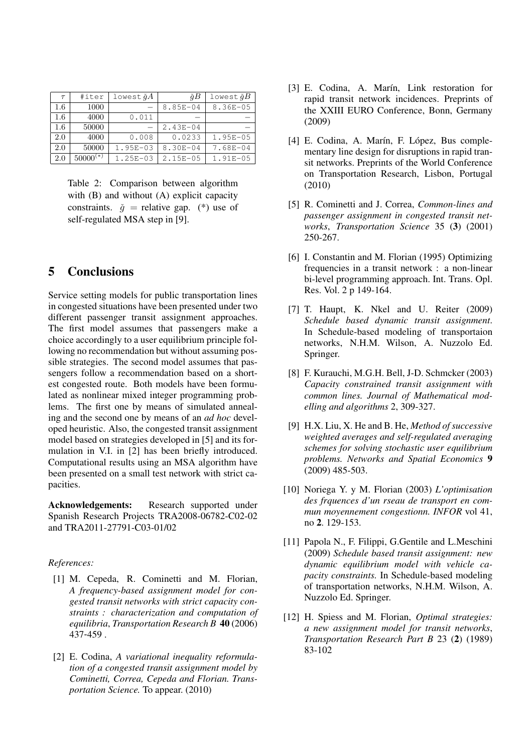| $\tau$ | #iter | lowest $\check{g}A$ | $\check{g}B$ | lowest $\check{g}B$ |
|---|---|---|---|---|
| 1.6 | 1000 | − | 8.85E-04 | 8.36E-05 |
| 1.6 | 4000 | 0.011 | − | − |
| 1.6 | 50000 | − | 2.43E-04 | − |
| 2.0 | 4000 | 0.008 | 0.0233 | 1.95E-05 |
| 2.0 | 50000 | 1.95E-03 | 8.30E-04 | 7.68E-04 |
| 2.0 | $50000^{(*)}$ | 1.25E-03 | 2.15E-05 | 1.91E-05 |

Table 2: Comparison between algorithm with (B) and without (A) explicit capacity constraints. $\check{g}$ = relative gap. (*) use of self-regulated MSA step in [9].

## 5 Conclusions

Service setting models for public transportation lines in congested situations have been presented under two different passenger transit assignment approaches. The first model assumes that passengers make a choice accordingly to a user equilibrium principle following no recommendation but without assuming possible strategies. The second model assumes that passengers follow a recommendation based on a shortest congested route. Both models have been formulated as nonlinear mixed integer programming problems. The first one by means of simulated annealing and the second one by means of an *ad hoc* developed heuristic. Also, the congested transit assignment model based on strategies developed in [5] and its formulation in V.I. in [2] has been briefly introduced. Computational results using an MSA algorithm have been presented on a small test network with strict capacities.

**Acknowledgements:** Research supported under Spanish Research Projects TRA2008-06782-C02-02 and TRA2011-27791-C03-01/02

*References:*

[1] M. Cepeda, R. Cominetti and M. Florian, *A frequency-based assignment model for congested transit networks with strict capacity constraints : characterization and computation of equilibria*, *Transportation Research B* **40** (2006) 437-459 .

[2] E. Codina, *A variational inequality reformulation of a congested transit assignment model by Cominetti, Correa, Cepeda and Florian. Transportation Science.* To appear. (2010)

[3] E. Codina, A. Marín, Link restoration for rapid transit network incidences. Preprints of the XXIII EURO Conference, Bonn, Germany (2009)

[4] E. Codina, A. Marín, F. López, Bus complementary line design for disruptions in rapid transit networks. Preprints of the World Conference on Transportation Research, Lisbon, Portugal (2010)

[5] R. Cominetti and J. Correa, *Common-lines and passenger assignment in congested transit networks*, *Transportation Science* 35 (**3**) (2001) 250-267.

[6] I. Constantin and M. Florian (1995) Optimizing frequencies in a transit network : a non-linear bi-level programming approach. Int. Trans. Opl. Res. Vol. 2 p 149-164.

[7] T. Haupt, K. Nkel and U. Reiter (2009) *Schedule based dynamic transit assignment*. In Schedule-based modeling of transportaion networks, N.H.M. Wilson, A. Nuzzolo Ed. Springer.

[8] F. Kurauchi, M.G.H. Bell, J-D. Schmcker (2003) *Capacity constrained transit assignment with common lines. Journal of Mathematical modelling and algorithms* 2, 309-327.

[9] H.X. Liu, X. He and B. He, *Method of successive weighted averages and self-regulated averaging schemes for solving stochastic user equilibrium problems. Networks and Spatial Economics* **9** (2009) 485-503.

[10] Noriega Y. y M. Florian (2003) *L'optimisation des frquences d'un rseau de transport en commun moyennement congestionn. INFOR* vol 41, no **2**. 129-153.

[11] Papola N., F. Filippi, G.Gentile and L.Meschini (2009) *Schedule based transit assignment: new dynamic equilibrium model with vehicle capacity constraints.* In Schedule-based modeling of transportation networks, N.H.M. Wilson, A. Nuzzolo Ed. Springer.

[12] H. Spiess and M. Florian, *Optimal strategies: a new assignment model for transit networks*, *Transportation Research Part B* 23 (**2**) (1989) 83-102